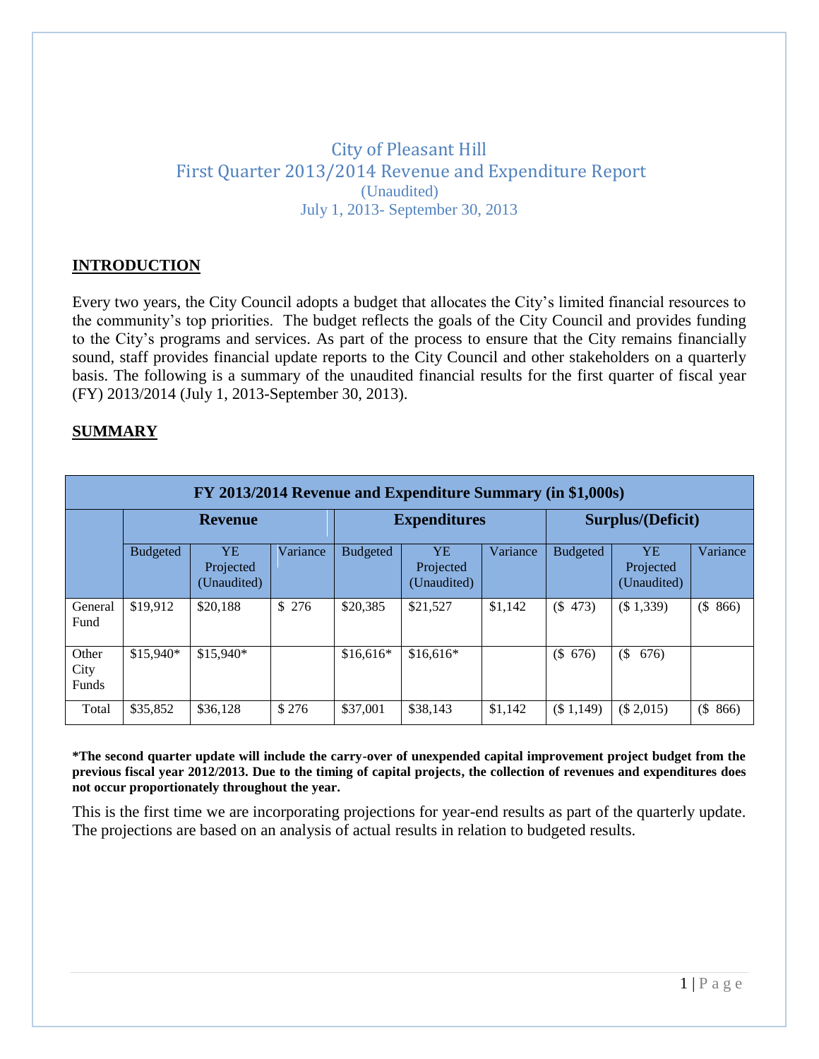# City of Pleasant Hill
## First Quarter 2013/2014 Revenue and Expenditure Report
(Unaudited)
July 1, 2013- September 30, 2013

## INTRODUCTION

Every two years, the City Council adopts a budget that allocates the City's limited financial resources to the community's top priorities. The budget reflects the goals of the City Council and provides funding to the City's programs and services. As part of the process to ensure that the City remains financially sound, staff provides financial update reports to the City Council and other stakeholders on a quarterly basis. The following is a summary of the unaudited financial results for the first quarter of fiscal year (FY) 2013/2014 (July 1, 2013-September 30, 2013).

## SUMMARY

**FY 2013/2014 Revenue and Expenditure Summary (in $1,000s)**

| | Revenue | | | Expenditures | | | Surplus/(Deficit) | | |
|---|---|---|---|---|---|---|---|---|---|
| | Budgeted | YE Projected (Unaudited) | Variance | Budgeted | YE Projected (Unaudited) | Variance | Budgeted | YE Projected (Unaudited) | Variance |
| General Fund | $19,912 | $20,188 | $ 276 | $20,385 | $21,527 | $1,142 | ($ 473) | ($ 1,339) | ($ 866) |
| Other City Funds | $15,940* | $15,940* | | $16,616* | $16,616* | | ($ 676) | ($ 676) | |
| Total | $35,852 | $36,128 | $ 276 | $37,001 | $38,143 | $1,142 | ($ 1,149) | ($ 2,015) | ($ 866) |

**\*The second quarter update will include the carry-over of unexpended capital improvement project budget from the previous fiscal year 2012/2013. Due to the timing of capital projects, the collection of revenues and expenditures does not occur proportionately throughout the year.**

This is the first time we are incorporating projections for year-end results as part of the quarterly update. The projections are based on an analysis of actual results in relation to budgeted results.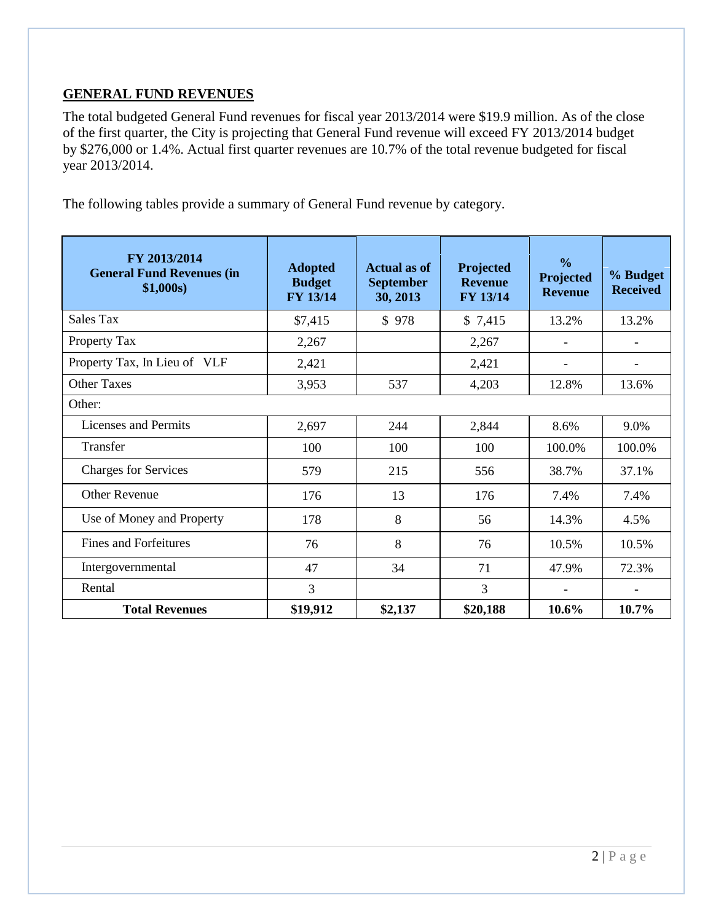## GENERAL FUND REVENUES

The total budgeted General Fund revenues for fiscal year 2013/2014 were $19.9 million. As of the close of the first quarter, the City is projecting that General Fund revenue will exceed FY 2013/2014 budget by $276,000 or 1.4%. Actual first quarter revenues are 10.7% of the total revenue budgeted for fiscal year 2013/2014.

The following tables provide a summary of General Fund revenue by category.

| FY 2013/2014 General Fund Revenues (in $1,000s) | Adopted Budget FY 13/14 | Actual as of September 30, 2013 | Projected Revenue FY 13/14 | % Projected Revenue | % Budget Received |
|---|---|---|---|---|---|
| Sales Tax | $7,415 | $ 978 | $ 7,415 | 13.2% | 13.2% |
| Property Tax | 2,267 | | 2,267 | - | - |
| Property Tax, In Lieu of VLF | 2,421 | | 2,421 | - | - |
| Other Taxes | 3,953 | 537 | 4,203 | 12.8% | 13.6% |
| Other: | | | | | |
| Licenses and Permits | 2,697 | 244 | 2,844 | 8.6% | 9.0% |
| Transfer | 100 | 100 | 100 | 100.0% | 100.0% |
| Charges for Services | 579 | 215 | 556 | 38.7% | 37.1% |
| Other Revenue | 176 | 13 | 176 | 7.4% | 7.4% |
| Use of Money and Property | 178 | 8 | 56 | 14.3% | 4.5% |
| Fines and Forfeitures | 76 | 8 | 76 | 10.5% | 10.5% |
| Intergovernmental | 47 | 34 | 71 | 47.9% | 72.3% |
| Rental | 3 | | 3 | - | - |
| **Total Revenues** | **$19,912** | **$2,137** | **$20,188** | **10.6%** | **10.7%** |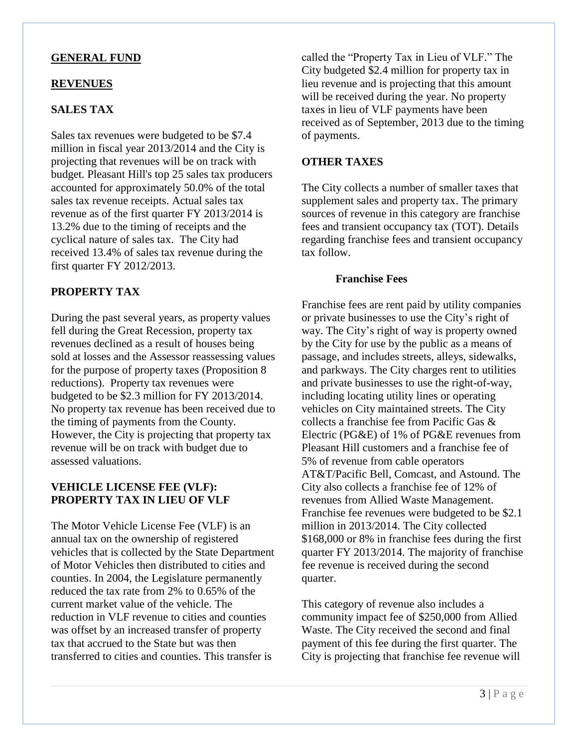## GENERAL FUND

## REVENUES

### SALES TAX

Sales tax revenues were budgeted to be $7.4 million in fiscal year 2013/2014 and the City is projecting that revenues will be on track with budget. Pleasant Hill's top 25 sales tax producers accounted for approximately 50.0% of the total sales tax revenue receipts. Actual sales tax revenue as of the first quarter FY 2013/2014 is 13.2% due to the timing of receipts and the cyclical nature of sales tax. The City had received 13.4% of sales tax revenue during the first quarter FY 2012/2013.

### PROPERTY TAX

During the past several years, as property values fell during the Great Recession, property tax revenues declined as a result of houses being sold at losses and the Assessor reassessing values for the purpose of property taxes (Proposition 8 reductions). Property tax revenues were budgeted to be $2.3 million for FY 2013/2014. No property tax revenue has been received due to the timing of payments from the County. However, the City is projecting that property tax revenue will be on track with budget due to assessed valuations.

### VEHICLE LICENSE FEE (VLF): PROPERTY TAX IN LIEU OF VLF

The Motor Vehicle License Fee (VLF) is an annual tax on the ownership of registered vehicles that is collected by the State Department of Motor Vehicles then distributed to cities and counties. In 2004, the Legislature permanently reduced the tax rate from 2% to 0.65% of the current market value of the vehicle. The reduction in VLF revenue to cities and counties was offset by an increased transfer of property tax that accrued to the State but was then transferred to cities and counties. This transfer is called the "Property Tax in Lieu of VLF." The City budgeted $2.4 million for property tax in lieu revenue and is projecting that this amount will be received during the year. No property taxes in lieu of VLF payments have been received as of September, 2013 due to the timing of payments.

### OTHER TAXES

The City collects a number of smaller taxes that supplement sales and property tax. The primary sources of revenue in this category are franchise fees and transient occupancy tax (TOT). Details regarding franchise fees and transient occupancy tax follow.

#### Franchise Fees

Franchise fees are rent paid by utility companies or private businesses to use the City's right of way. The City's right of way is property owned by the City for use by the public as a means of passage, and includes streets, alleys, sidewalks, and parkways. The City charges rent to utilities and private businesses to use the right-of-way, including locating utility lines or operating vehicles on City maintained streets. The City collects a franchise fee from Pacific Gas & Electric (PG&E) of 1% of PG&E revenues from Pleasant Hill customers and a franchise fee of 5% of revenue from cable operators AT&T/Pacific Bell, Comcast, and Astound. The City also collects a franchise fee of 12% of revenues from Allied Waste Management. Franchise fee revenues were budgeted to be $2.1 million in 2013/2014. The City collected $168,000 or 8% in franchise fees during the first quarter FY 2013/2014. The majority of franchise fee revenue is received during the second quarter.

This category of revenue also includes a community impact fee of $250,000 from Allied Waste. The City received the second and final payment of this fee during the first quarter. The City is projecting that franchise fee revenue will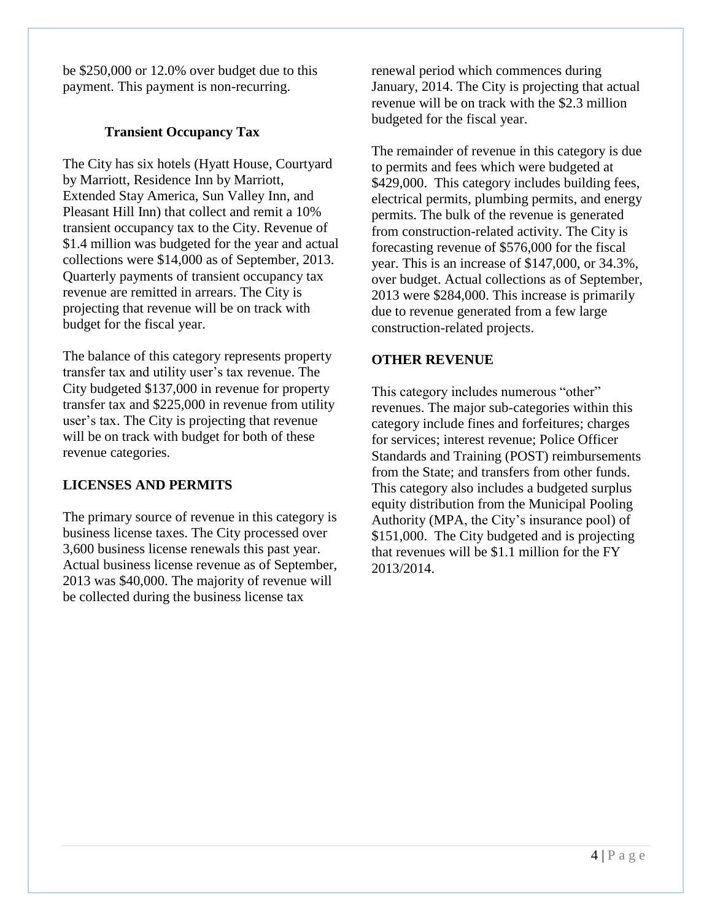be $250,000 or 12.0% over budget due to this payment. This payment is non-recurring.

### Transient Occupancy Tax

The City has six hotels (Hyatt House, Courtyard by Marriott, Residence Inn by Marriott, Extended Stay America, Sun Valley Inn, and Pleasant Hill Inn) that collect and remit a 10% transient occupancy tax to the City. Revenue of $1.4 million was budgeted for the year and actual collections were $14,000 as of September, 2013. Quarterly payments of transient occupancy tax revenue are remitted in arrears. The City is projecting that revenue will be on track with budget for the fiscal year.

The balance of this category represents property transfer tax and utility user's tax revenue. The City budgeted $137,000 in revenue for property transfer tax and $225,000 in revenue from utility user's tax. The City is projecting that revenue will be on track with budget for both of these revenue categories.

## LICENSES AND PERMITS

The primary source of revenue in this category is business license taxes. The City processed over 3,600 business license renewals this past year. Actual business license revenue as of September, 2013 was $40,000. The majority of revenue will be collected during the business license tax renewal period which commences during January, 2014. The City is projecting that actual revenue will be on track with the $2.3 million budgeted for the fiscal year.

The remainder of revenue in this category is due to permits and fees which were budgeted at $429,000. This category includes building fees, electrical permits, plumbing permits, and energy permits. The bulk of the revenue is generated from construction-related activity. The City is forecasting revenue of $576,000 for the fiscal year. This is an increase of $147,000, or 34.3%, over budget. Actual collections as of September, 2013 were $284,000. This increase is primarily due to revenue generated from a few large construction-related projects.

## OTHER REVENUE

This category includes numerous "other" revenues. The major sub-categories within this category include fines and forfeitures; charges for services; interest revenue; Police Officer Standards and Training (POST) reimbursements from the State; and transfers from other funds. This category also includes a budgeted surplus equity distribution from the Municipal Pooling Authority (MPA, the City's insurance pool) of $151,000. The City budgeted and is projecting that revenues will be $1.1 million for the FY 2013/2014.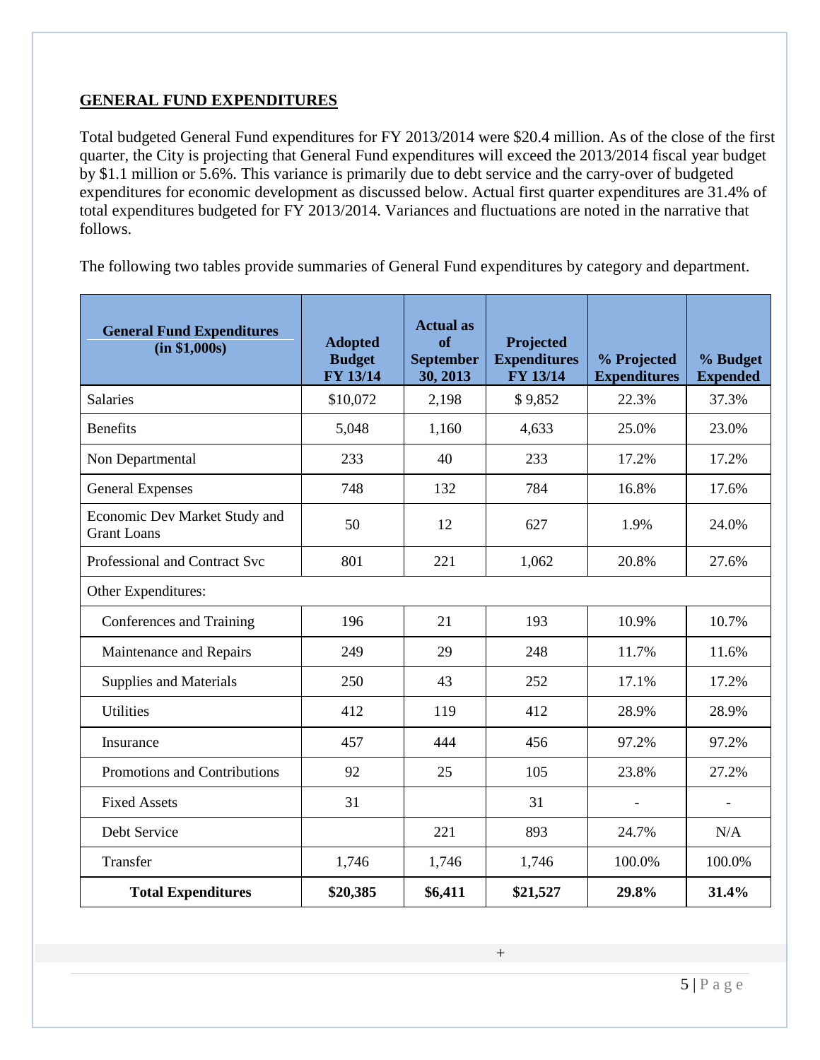## GENERAL FUND EXPENDITURES

Total budgeted General Fund expenditures for FY 2013/2014 were $20.4 million. As of the close of the first quarter, the City is projecting that General Fund expenditures will exceed the 2013/2014 fiscal year budget by $1.1 million or 5.6%. This variance is primarily due to debt service and the carry-over of budgeted expenditures for economic development as discussed below. Actual first quarter expenditures are 31.4% of total expenditures budgeted for FY 2013/2014. Variances and fluctuations are noted in the narrative that follows.

The following two tables provide summaries of General Fund expenditures by category and department.

| General Fund Expenditures (in $1,000s) | Adopted Budget FY 13/14 | Actual as of September 30, 2013 | Projected Expenditures FY 13/14 | % Projected Expenditures | % Budget Expended |
|---|---|---|---|---|---|
| Salaries | $10,072 | 2,198 | $ 9,852 | 22.3% | 37.3% |
| Benefits | 5,048 | 1,160 | 4,633 | 25.0% | 23.0% |
| Non Departmental | 233 | 40 | 233 | 17.2% | 17.2% |
| General Expenses | 748 | 132 | 784 | 16.8% | 17.6% |
| Economic Dev Market Study and Grant Loans | 50 | 12 | 627 | 1.9% | 24.0% |
| Professional and Contract Svc | 801 | 221 | 1,062 | 20.8% | 27.6% |
| Other Expenditures: | | | | | |
| Conferences and Training | 196 | 21 | 193 | 10.9% | 10.7% |
| Maintenance and Repairs | 249 | 29 | 248 | 11.7% | 11.6% |
| Supplies and Materials | 250 | 43 | 252 | 17.1% | 17.2% |
| Utilities | 412 | 119 | 412 | 28.9% | 28.9% |
| Insurance | 457 | 444 | 456 | 97.2% | 97.2% |
| Promotions and Contributions | 92 | 25 | 105 | 23.8% | 27.2% |
| Fixed Assets | 31 | | 31 | - | - |
| Debt Service | | 221 | 893 | 24.7% | N/A |
| Transfer | 1,746 | 1,746 | 1,746 | 100.0% | 100.0% |
| **Total Expenditures** | **$20,385** | **$6,411** | **$21,527** | **29.8%** | **31.4%** |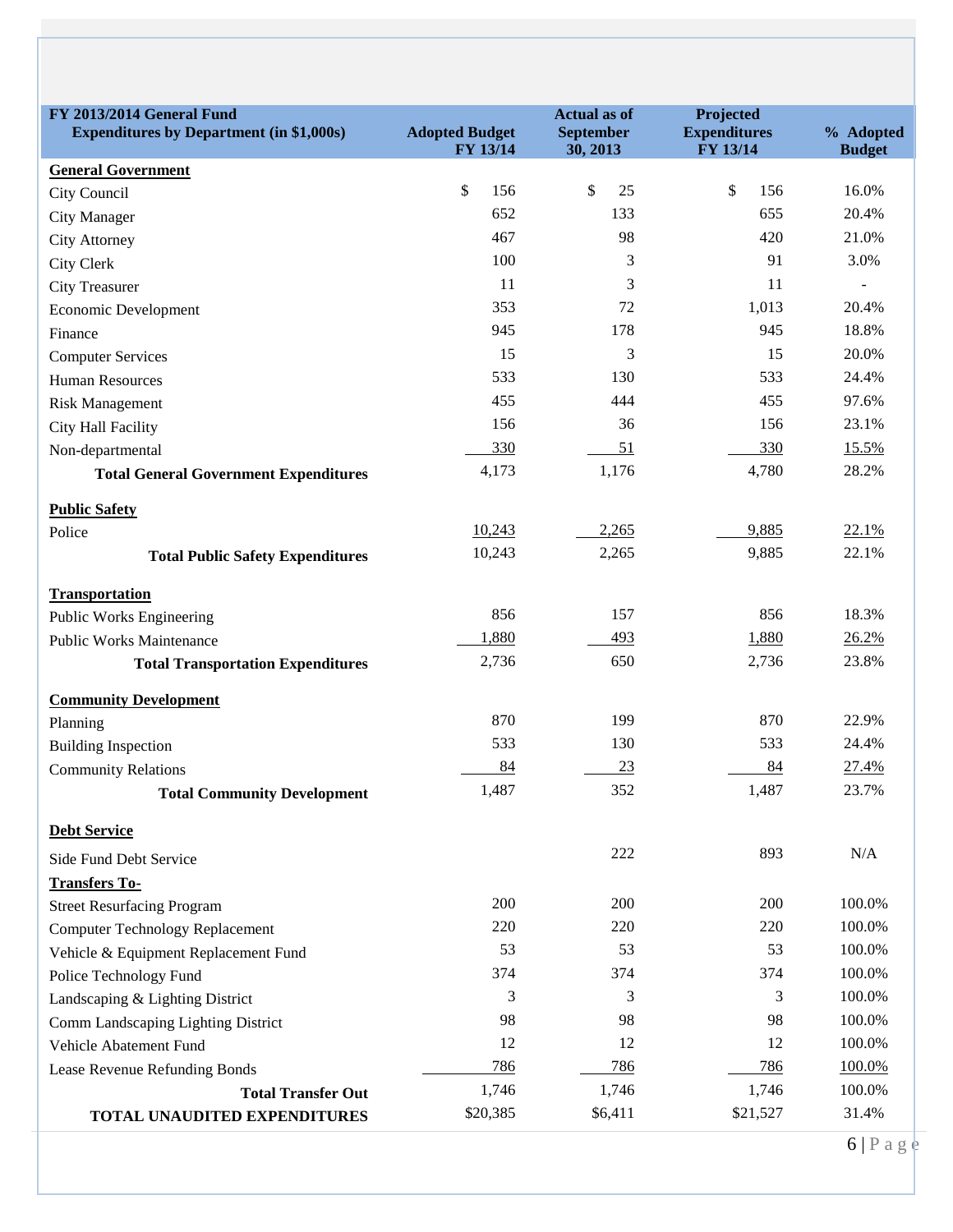| FY 2013/2014 General Fund Expenditures by Department (in $1,000s) | Adopted Budget FY 13/14 | Actual as of September 30, 2013 | Projected Expenditures FY 13/14 | % Adopted Budget |
|---|---|---|---|---|
| **General Government** | | | | |
| City Council | $ 156 | $ 25 | $ 156 | 16.0% |
| City Manager | 652 | 133 | 655 | 20.4% |
| City Attorney | 467 | 98 | 420 | 21.0% |
| City Clerk | 100 | 3 | 91 | 3.0% |
| City Treasurer | 11 | 3 | 11 | - |
| Economic Development | 353 | 72 | 1,013 | 20.4% |
| Finance | 945 | 178 | 945 | 18.8% |
| Computer Services | 15 | 3 | 15 | 20.0% |
| Human Resources | 533 | 130 | 533 | 24.4% |
| Risk Management | 455 | 444 | 455 | 97.6% |
| City Hall Facility | 156 | 36 | 156 | 23.1% |
| Non-departmental | 330 | 51 | 330 | 15.5% |
| **Total General Government Expenditures** | 4,173 | 1,176 | 4,780 | 28.2% |
| **Public Safety** | | | | |
| Police | 10,243 | 2,265 | 9,885 | 22.1% |
| **Total Public Safety Expenditures** | 10,243 | 2,265 | 9,885 | 22.1% |
| **Transportation** | | | | |
| Public Works Engineering | 856 | 157 | 856 | 18.3% |
| Public Works Maintenance | 1,880 | 493 | 1,880 | 26.2% |
| **Total Transportation Expenditures** | 2,736 | 650 | 2,736 | 23.8% |
| **Community Development** | | | | |
| Planning | 870 | 199 | 870 | 22.9% |
| Building Inspection | 533 | 130 | 533 | 24.4% |
| Community Relations | 84 | 23 | 84 | 27.4% |
| **Total Community Development** | 1,487 | 352 | 1,487 | 23.7% |
| **Debt Service** | | | | |
| Side Fund Debt Service | | 222 | 893 | N/A |
| **Transfers To-** | | | | |
| Street Resurfacing Program | 200 | 200 | 200 | 100.0% |
| Computer Technology Replacement | 220 | 220 | 220 | 100.0% |
| Vehicle & Equipment Replacement Fund | 53 | 53 | 53 | 100.0% |
| Police Technology Fund | 374 | 374 | 374 | 100.0% |
| Landscaping & Lighting District | 3 | 3 | 3 | 100.0% |
| Comm Landscaping Lighting District | 98 | 98 | 98 | 100.0% |
| Vehicle Abatement Fund | 12 | 12 | 12 | 100.0% |
| Lease Revenue Refunding Bonds | 786 | 786 | 786 | 100.0% |
| **Total Transfer Out** | 1,746 | 1,746 | 1,746 | 100.0% |
| **TOTAL UNAUDITED EXPENDITURES** | $20,385 | $6,411 | $21,527 | 31.4% |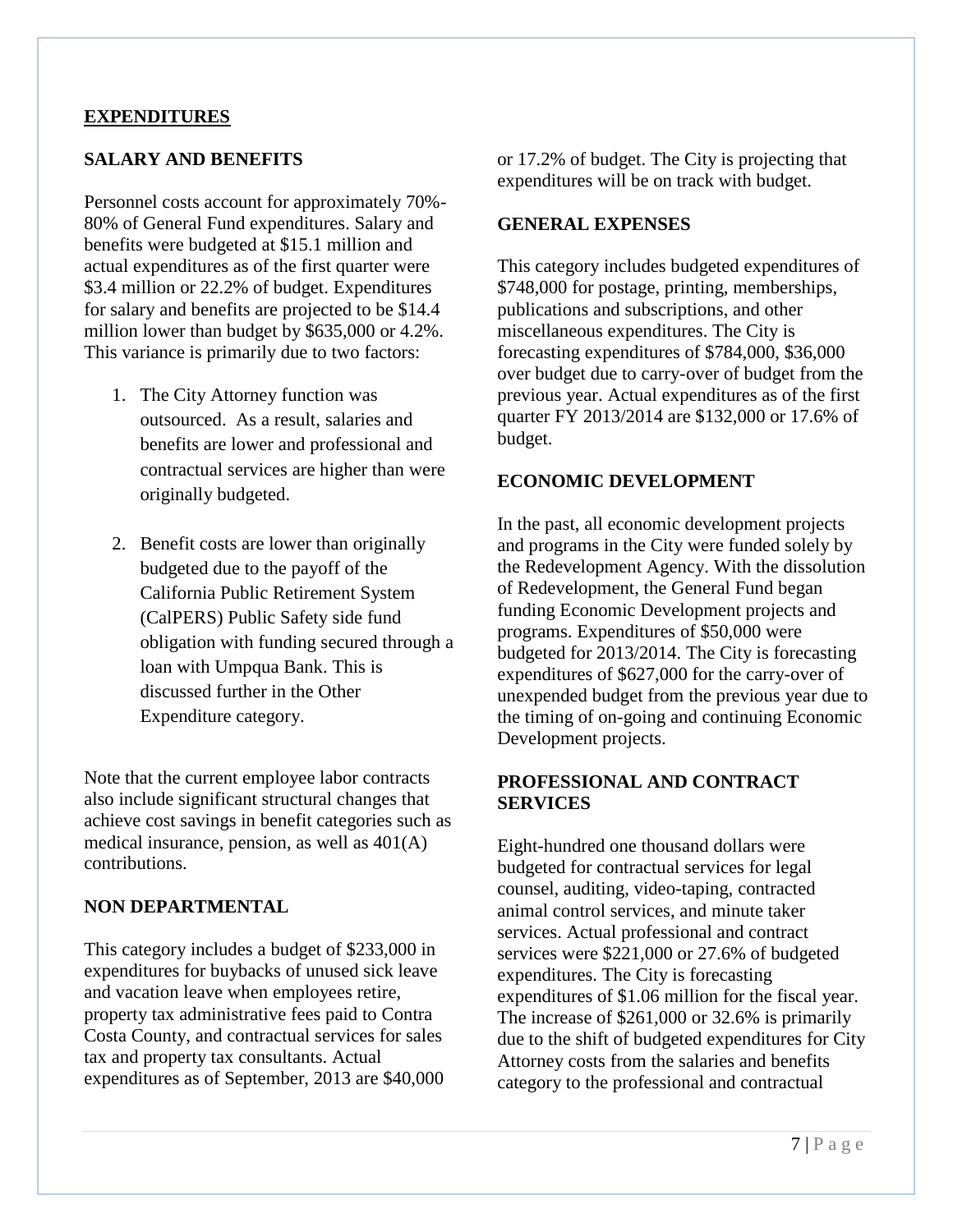## EXPENDITURES

### SALARY AND BENEFITS

Personnel costs account for approximately 70%-80% of General Fund expenditures. Salary and benefits were budgeted at $15.1 million and actual expenditures as of the first quarter were $3.4 million or 22.2% of budget. Expenditures for salary and benefits are projected to be $14.4 million lower than budget by $635,000 or 4.2%. This variance is primarily due to two factors:

1. The City Attorney function was outsourced. As a result, salaries and benefits are lower and professional and contractual services are higher than were originally budgeted.

2. Benefit costs are lower than originally budgeted due to the payoff of the California Public Retirement System (CalPERS) Public Safety side fund obligation with funding secured through a loan with Umpqua Bank. This is discussed further in the Other Expenditure category.

Note that the current employee labor contracts also include significant structural changes that achieve cost savings in benefit categories such as medical insurance, pension, as well as 401(A) contributions.

### NON DEPARTMENTAL

This category includes a budget of $233,000 in expenditures for buybacks of unused sick leave and vacation leave when employees retire, property tax administrative fees paid to Contra Costa County, and contractual services for sales tax and property tax consultants. Actual expenditures as of September, 2013 are $40,000 or 17.2% of budget. The City is projecting that expenditures will be on track with budget.

### GENERAL EXPENSES

This category includes budgeted expenditures of $748,000 for postage, printing, memberships, publications and subscriptions, and other miscellaneous expenditures. The City is forecasting expenditures of $784,000, $36,000 over budget due to carry-over of budget from the previous year. Actual expenditures as of the first quarter FY 2013/2014 are $132,000 or 17.6% of budget.

### ECONOMIC DEVELOPMENT

In the past, all economic development projects and programs in the City were funded solely by the Redevelopment Agency. With the dissolution of Redevelopment, the General Fund began funding Economic Development projects and programs. Expenditures of $50,000 were budgeted for 2013/2014. The City is forecasting expenditures of $627,000 for the carry-over of unexpended budget from the previous year due to the timing of on-going and continuing Economic Development projects.

### PROFESSIONAL AND CONTRACT SERVICES

Eight-hundred one thousand dollars were budgeted for contractual services for legal counsel, auditing, video-taping, contracted animal control services, and minute taker services. Actual professional and contract services were $221,000 or 27.6% of budgeted expenditures. The City is forecasting expenditures of $1.06 million for the fiscal year. The increase of $261,000 or 32.6% is primarily due to the shift of budgeted expenditures for City Attorney costs from the salaries and benefits category to the professional and contractual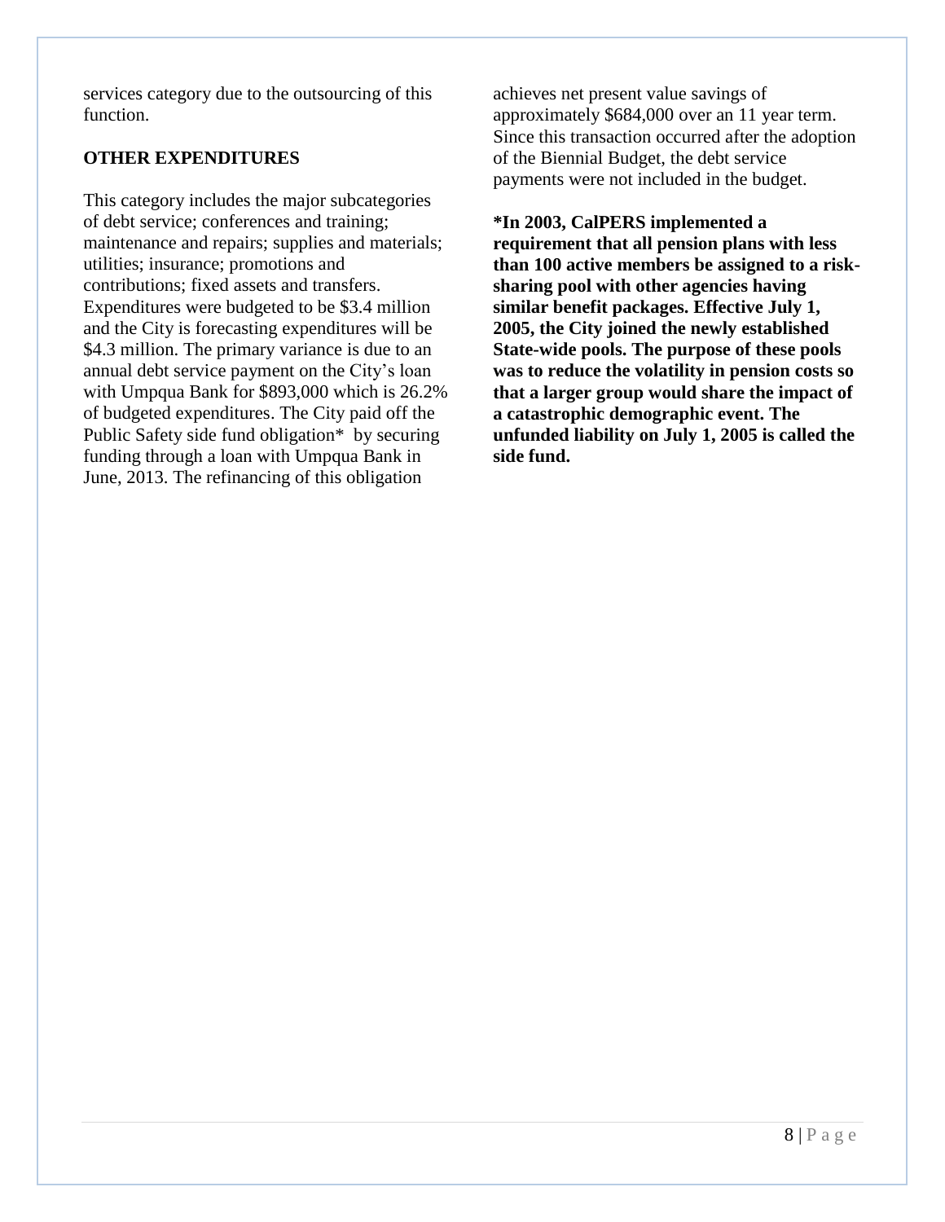services category due to the outsourcing of this function.

**OTHER EXPENDITURES**

This category includes the major subcategories of debt service; conferences and training; maintenance and repairs; supplies and materials; utilities; insurance; promotions and contributions; fixed assets and transfers. Expenditures were budgeted to be $3.4 million and the City is forecasting expenditures will be $4.3 million. The primary variance is due to an annual debt service payment on the City's loan with Umpqua Bank for $893,000 which is 26.2% of budgeted expenditures. The City paid off the Public Safety side fund obligation* by securing funding through a loan with Umpqua Bank in June, 2013. The refinancing of this obligation achieves net present value savings of approximately $684,000 over an 11 year term. Since this transaction occurred after the adoption of the Biennial Budget, the debt service payments were not included in the budget.

**\*In 2003, CalPERS implemented a requirement that all pension plans with less than 100 active members be assigned to a risk-sharing pool with other agencies having similar benefit packages. Effective July 1, 2005, the City joined the newly established State-wide pools. The purpose of these pools was to reduce the volatility in pension costs so that a larger group would share the impact of a catastrophic demographic event. The unfunded liability on July 1, 2005 is called the side fund.**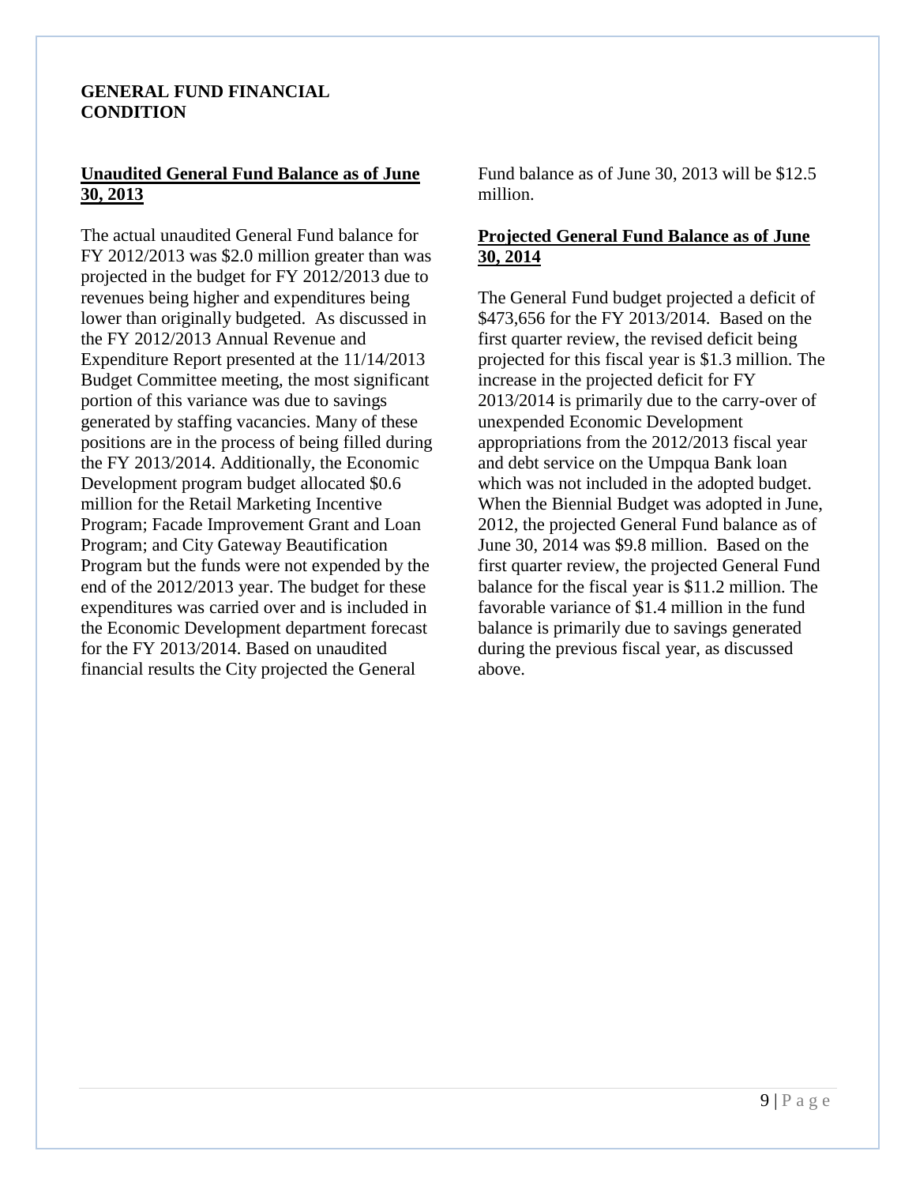## GENERAL FUND FINANCIAL CONDITION

### Unaudited General Fund Balance as of June 30, 2013

The actual unaudited General Fund balance for FY 2012/2013 was $2.0 million greater than was projected in the budget for FY 2012/2013 due to revenues being higher and expenditures being lower than originally budgeted. As discussed in the FY 2012/2013 Annual Revenue and Expenditure Report presented at the 11/14/2013 Budget Committee meeting, the most significant portion of this variance was due to savings generated by staffing vacancies. Many of these positions are in the process of being filled during the FY 2013/2014. Additionally, the Economic Development program budget allocated $0.6 million for the Retail Marketing Incentive Program; Facade Improvement Grant and Loan Program; and City Gateway Beautification Program but the funds were not expended by the end of the 2012/2013 year. The budget for these expenditures was carried over and is included in the Economic Development department forecast for the FY 2013/2014. Based on unaudited financial results the City projected the General Fund balance as of June 30, 2013 will be $12.5 million.

### Projected General Fund Balance as of June 30, 2014

The General Fund budget projected a deficit of $473,656 for the FY 2013/2014. Based on the first quarter review, the revised deficit being projected for this fiscal year is $1.3 million. The increase in the projected deficit for FY 2013/2014 is primarily due to the carry-over of unexpended Economic Development appropriations from the 2012/2013 fiscal year and debt service on the Umpqua Bank loan which was not included in the adopted budget. When the Biennial Budget was adopted in June, 2012, the projected General Fund balance as of June 30, 2014 was $9.8 million. Based on the first quarter review, the projected General Fund balance for the fiscal year is $11.2 million. The favorable variance of $1.4 million in the fund balance is primarily due to savings generated during the previous fiscal year, as discussed above.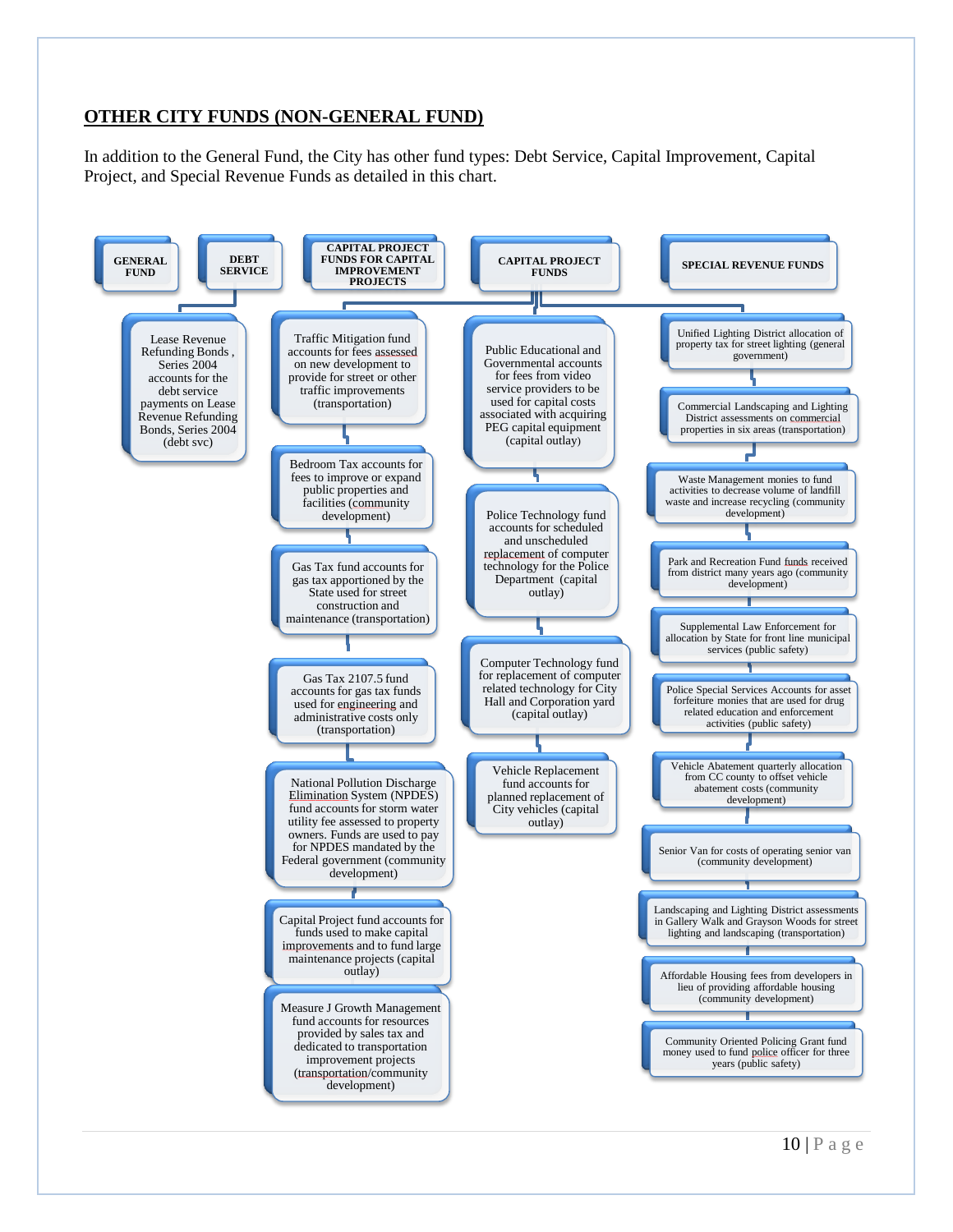## OTHER CITY FUNDS (NON-GENERAL FUND)

In addition to the General Fund, the City has other fund types: Debt Service, Capital Improvement, Capital Project, and Special Revenue Funds as detailed in this chart.

**GENERAL FUND**

**DEBT SERVICE**

- Lease Revenue Refunding Bonds , Series 2004 accounts for the debt service payments on Lease Revenue Refunding Bonds, Series 2004 (debt svc)

**CAPITAL PROJECT FUNDS FOR CAPITAL IMPROVEMENT PROJECTS**

- Traffic Mitigation fund accounts for fees assessed on new development to provide for street or other traffic improvements (transportation)
- Bedroom Tax accounts for fees to improve or expand public properties and facilities (community development)
- Gas Tax fund accounts for gas tax apportioned by the State used for street construction and maintenance (transportation)
- Gas Tax 2107.5 fund accounts for gas tax funds used for engineering and administrative costs only (transportation)
- National Pollution Discharge Elimination System (NPDES) fund accounts for storm water utility fee assessed to property owners. Funds are used to pay for NPDES mandated by the Federal government (community development)
- Capital Project fund accounts for funds used to make capital improvements and to fund large maintenance projects (capital outlay)
- Measure J Growth Management fund accounts for resources provided by sales tax and dedicated to transportation improvement projects (transportation/community development)

**CAPITAL PROJECT FUNDS**

- Public Educational and Governmental accounts for fees from video service providers to be used for capital costs associated with acquiring PEG capital equipment (capital outlay)
- Police Technology fund accounts for scheduled and unscheduled replacement of computer technology for the Police Department (capital outlay)
- Computer Technology fund for replacement of computer related technology for City Hall and Corporation yard (capital outlay)
- Vehicle Replacement fund accounts for planned replacement of City vehicles (capital outlay)

**SPECIAL REVENUE FUNDS**

- Unified Lighting District allocation of property tax for street lighting (general government)
- Commercial Landscaping and Lighting District assessments on commercial properties in six areas (transportation)
- Waste Management monies to fund activities to decrease volume of landfill waste and increase recycling (community development)
- Park and Recreation Fund funds received from district many years ago (community development)
- Supplemental Law Enforcement for allocation by State for front line municipal services (public safety)
- Police Special Services Accounts for asset forfeiture monies that are used for drug related education and enforcement activities (public safety)
- Vehicle Abatement quarterly allocation from CC county to offset vehicle abatement costs (community development)
- Senior Van for costs of operating senior van (community development)
- Landscaping and Lighting District assessments in Gallery Walk and Grayson Woods for street lighting and landscaping (transportation)
- Affordable Housing fees from developers in lieu of providing affordable housing (community development)
- Community Oriented Policing Grant fund money used to fund police officer for three years (public safety)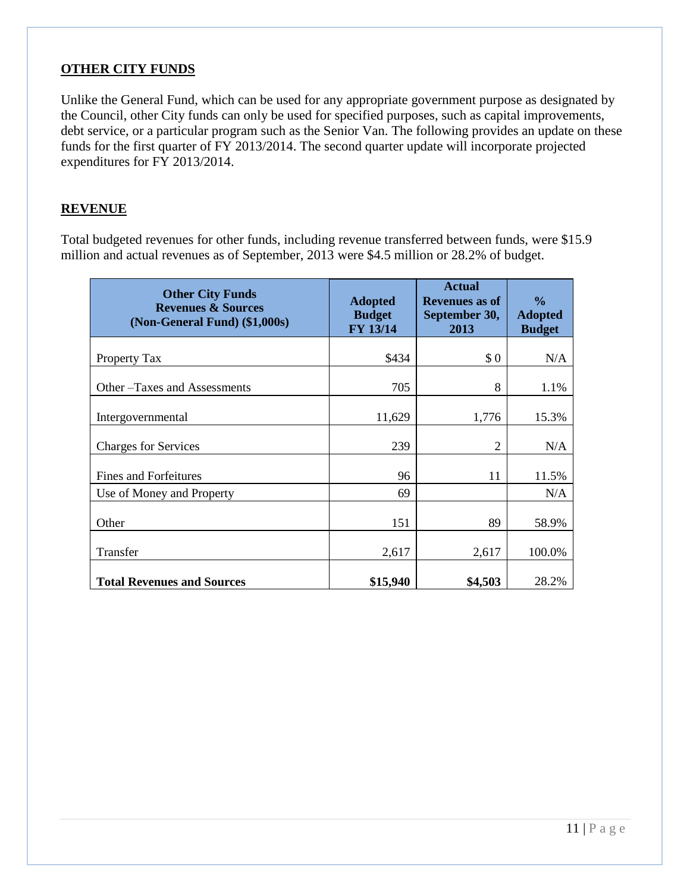## OTHER CITY FUNDS

Unlike the General Fund, which can be used for any appropriate government purpose as designated by the Council, other City funds can only be used for specified purposes, such as capital improvements, debt service, or a particular program such as the Senior Van. The following provides an update on these funds for the first quarter of FY 2013/2014. The second quarter update will incorporate projected expenditures for FY 2013/2014.

## REVENUE

Total budgeted revenues for other funds, including revenue transferred between funds, were $15.9 million and actual revenues as of September, 2013 were $4.5 million or 28.2% of budget.

| Other City Funds Revenues & Sources (Non-General Fund) ($1,000s) | Adopted Budget FY 13/14 | Actual Revenues as of September 30, 2013 | % Adopted Budget |
|---|---|---|---|
| Property Tax | $434 | $ 0 | N/A |
| Other –Taxes and Assessments | 705 | 8 | 1.1% |
| Intergovernmental | 11,629 | 1,776 | 15.3% |
| Charges for Services | 239 | 2 | N/A |
| Fines and Forfeitures | 96 | 11 | 11.5% |
| Use of Money and Property | 69 | | N/A |
| Other | 151 | 89 | 58.9% |
| Transfer | 2,617 | 2,617 | 100.0% |
| **Total Revenues and Sources** | **$15,940** | **$4,503** | 28.2% |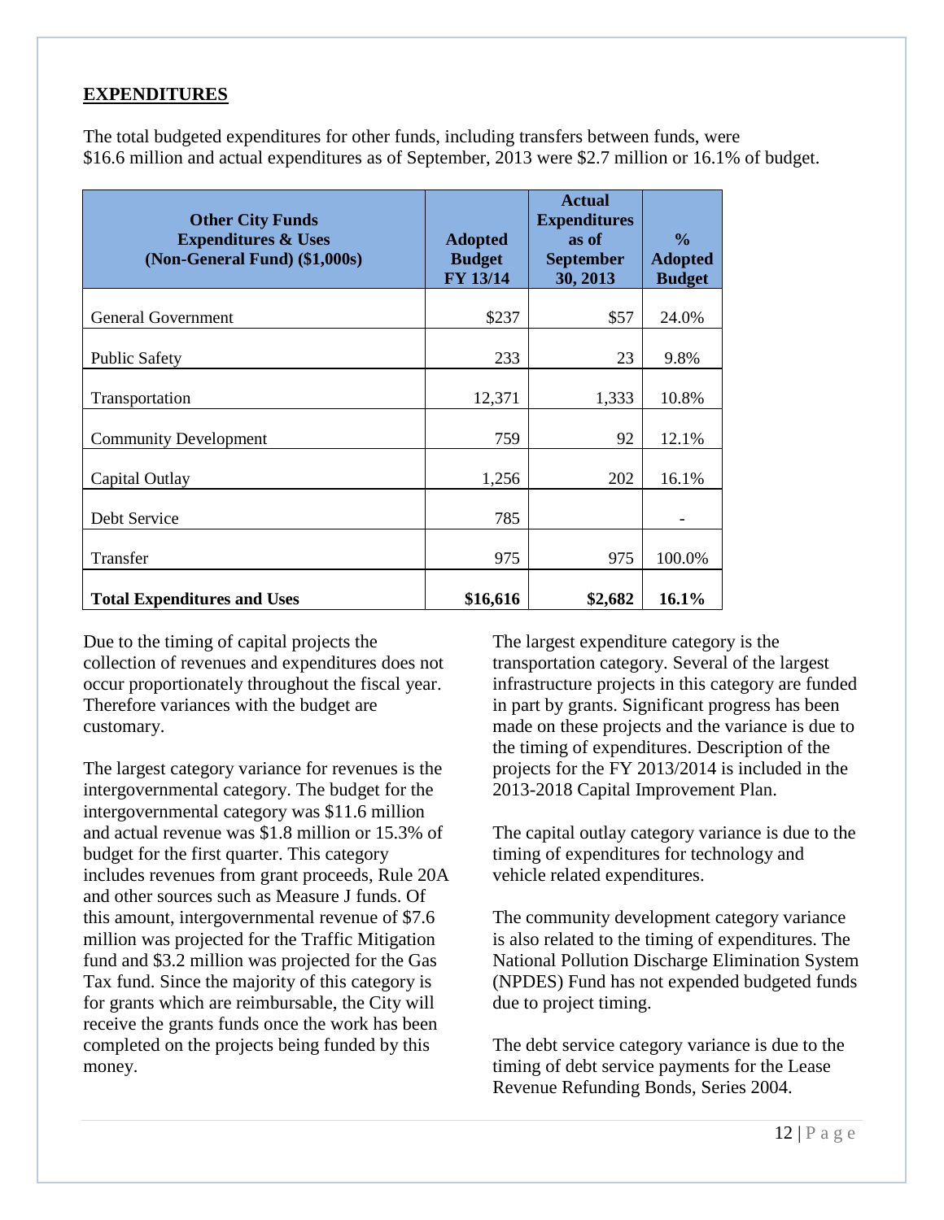## EXPENDITURES

The total budgeted expenditures for other funds, including transfers between funds, were $16.6 million and actual expenditures as of September, 2013 were $2.7 million or 16.1% of budget.

| Other City Funds Expenditures & Uses (Non-General Fund) ($1,000s) | Adopted Budget FY 13/14 | Actual Expenditures as of September 30, 2013 | % Adopted Budget |
|---|---|---|---|
| General Government | $237 | $57 | 24.0% |
| Public Safety | 233 | 23 | 9.8% |
| Transportation | 12,371 | 1,333 | 10.8% |
| Community Development | 759 | 92 | 12.1% |
| Capital Outlay | 1,256 | 202 | 16.1% |
| Debt Service | 785 | | - |
| Transfer | 975 | 975 | 100.0% |
| **Total Expenditures and Uses** | **$16,616** | **$2,682** | **16.1%** |

Due to the timing of capital projects the collection of revenues and expenditures does not occur proportionately throughout the fiscal year. Therefore variances with the budget are customary.

The largest category variance for revenues is the intergovernmental category. The budget for the intergovernmental category was $11.6 million and actual revenue was $1.8 million or 15.3% of budget for the first quarter. This category includes revenues from grant proceeds, Rule 20A and other sources such as Measure J funds. Of this amount, intergovernmental revenue of $7.6 million was projected for the Traffic Mitigation fund and $3.2 million was projected for the Gas Tax fund. Since the majority of this category is for grants which are reimbursable, the City will receive the grants funds once the work has been completed on the projects being funded by this money.

The largest expenditure category is the transportation category. Several of the largest infrastructure projects in this category are funded in part by grants. Significant progress has been made on these projects and the variance is due to the timing of expenditures. Description of the projects for the FY 2013/2014 is included in the 2013-2018 Capital Improvement Plan.

The capital outlay category variance is due to the timing of expenditures for technology and vehicle related expenditures.

The community development category variance is also related to the timing of expenditures. The National Pollution Discharge Elimination System (NPDES) Fund has not expended budgeted funds due to project timing.

The debt service category variance is due to the timing of debt service payments for the Lease Revenue Refunding Bonds, Series 2004.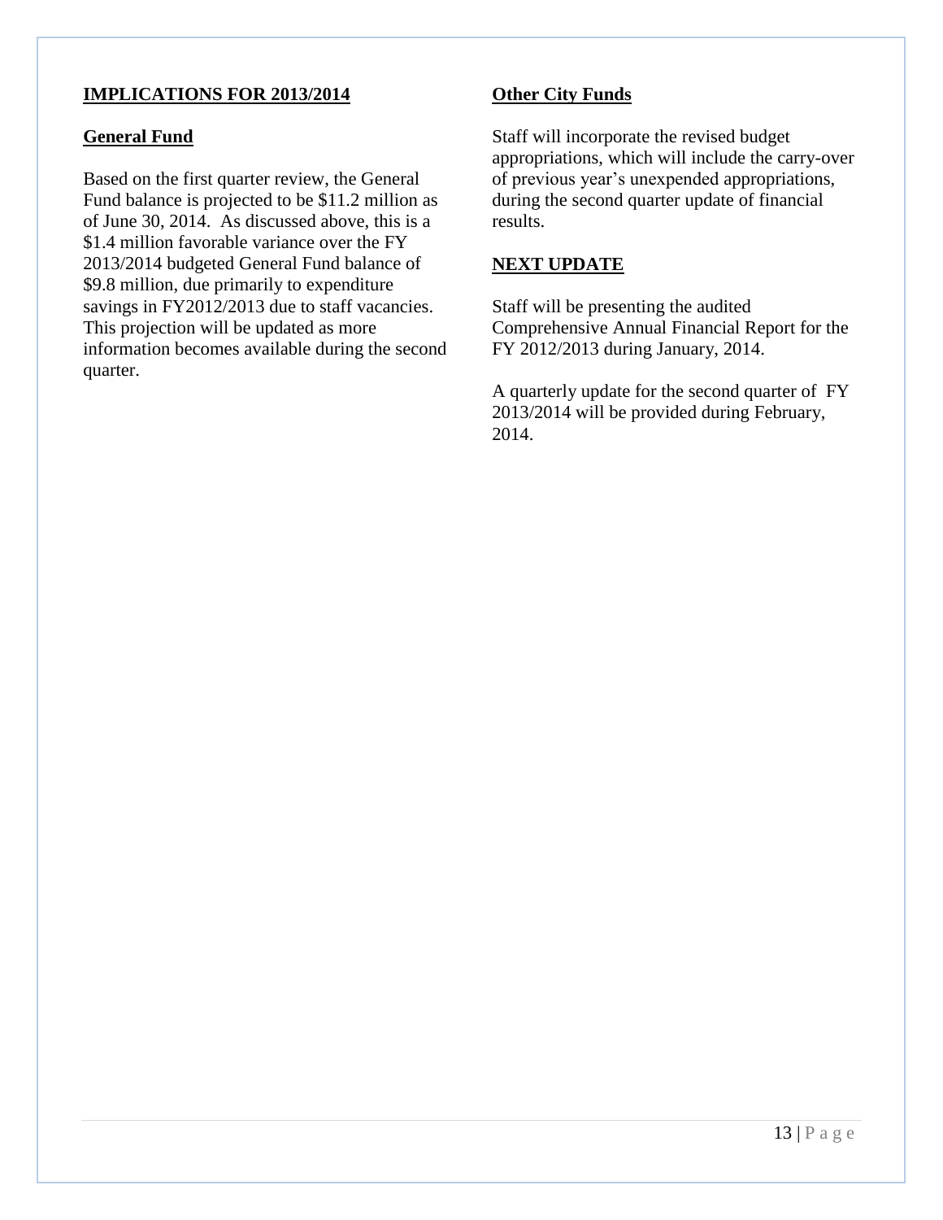## IMPLICATIONS FOR 2013/2014

### General Fund

Based on the first quarter review, the General Fund balance is projected to be $11.2 million as of June 30, 2014. As discussed above, this is a $1.4 million favorable variance over the FY 2013/2014 budgeted General Fund balance of $9.8 million, due primarily to expenditure savings in FY2012/2013 due to staff vacancies. This projection will be updated as more information becomes available during the second quarter.

### Other City Funds

Staff will incorporate the revised budget appropriations, which will include the carry-over of previous year's unexpended appropriations, during the second quarter update of financial results.

## NEXT UPDATE

Staff will be presenting the audited Comprehensive Annual Financial Report for the FY 2012/2013 during January, 2014.

A quarterly update for the second quarter of FY 2013/2014 will be provided during February, 2014.